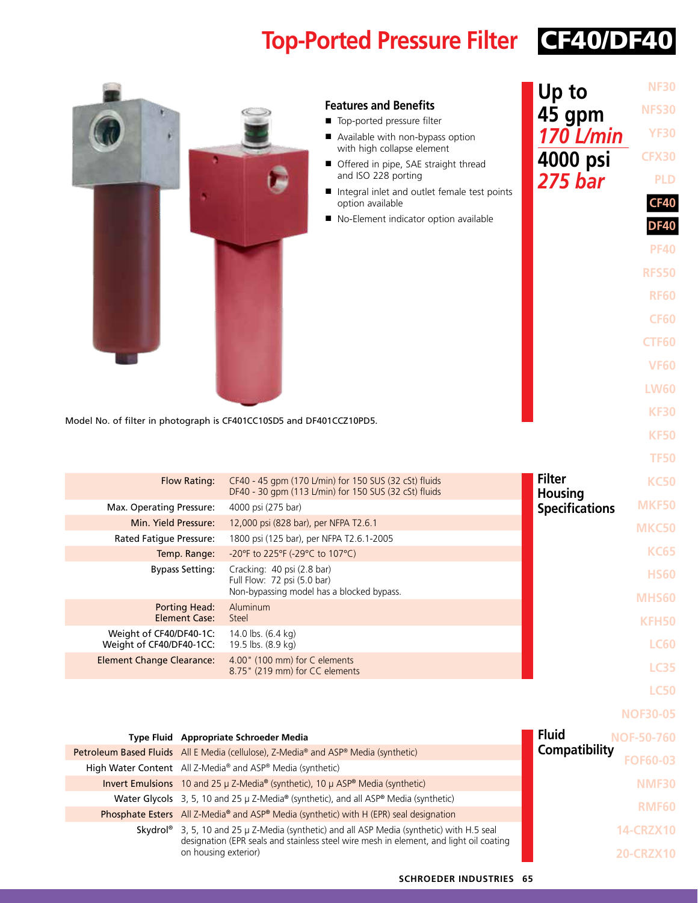# Top-Ported Pressure Filter CF40/DF40

### Features and Benefits

- Top-ported pressure filter
- Available with non-bypass option with high collapse element
- Offered in pipe, SAE straight thread and ISO 228 porting
- Integral inlet and outlet female test points option available
- No-Element indicator option available

**Up to 45 gpm** *170 L/min*
**4000 psi** *275 bar*

Model No. of filter in photograph is CF401CC10SD5 and DF401CCZ10PD5.

## Filter Housing Specifications

| | |
|---|---|
| Flow Rating: | CF40 - 45 gpm (170 L/min) for 150 SUS (32 cSt) fluids<br>DF40 - 30 gpm (113 L/min) for 150 SUS (32 cSt) fluids |
| Max. Operating Pressure: | 4000 psi (275 bar) |
| Min. Yield Pressure: | 12,000 psi (828 bar), per NFPA T2.6.1 |
| Rated Fatigue Pressure: | 1800 psi (125 bar), per NFPA T2.6.1-2005 |
| Temp. Range: | -20°F to 225°F (-29°C to 107°C) |
| Bypass Setting: | Cracking: 40 psi (2.8 bar)<br>Full Flow: 72 psi (5.0 bar)<br>Non-bypassing model has a blocked bypass. |
| Porting Head:<br>Element Case: | Aluminum<br>Steel |
| Weight of CF40/DF40-1C:<br>Weight of CF40/DF40-1CC: | 14.0 lbs. (6.4 kg)<br>19.5 lbs. (8.9 kg) |
| Element Change Clearance: | 4.00" (100 mm) for C elements<br>8.75" (219 mm) for CC elements |

## Fluid Compatibility

| Type Fluid | Appropriate Schroeder Media |
|---|---|
| Petroleum Based Fluids | All E Media (cellulose), Z-Media® and ASP® Media (synthetic) |
| High Water Content | All Z-Media® and ASP® Media (synthetic) |
| Invert Emulsions | 10 and 25 μ Z-Media® (synthetic), 10 μ ASP® Media (synthetic) |
| Water Glycols | 3, 5, 10 and 25 μ Z-Media® (synthetic), and all ASP® Media (synthetic) |
| Phosphate Esters | All Z-Media® and ASP® Media (synthetic) with H (EPR) seal designation |
| Skydrol® | 3, 5, 10 and 25 μ Z-Media (synthetic) and all ASP Media (synthetic) with H.5 seal designation (EPR seals and stainless steel wire mesh in element, and light oil coating on housing exterior) |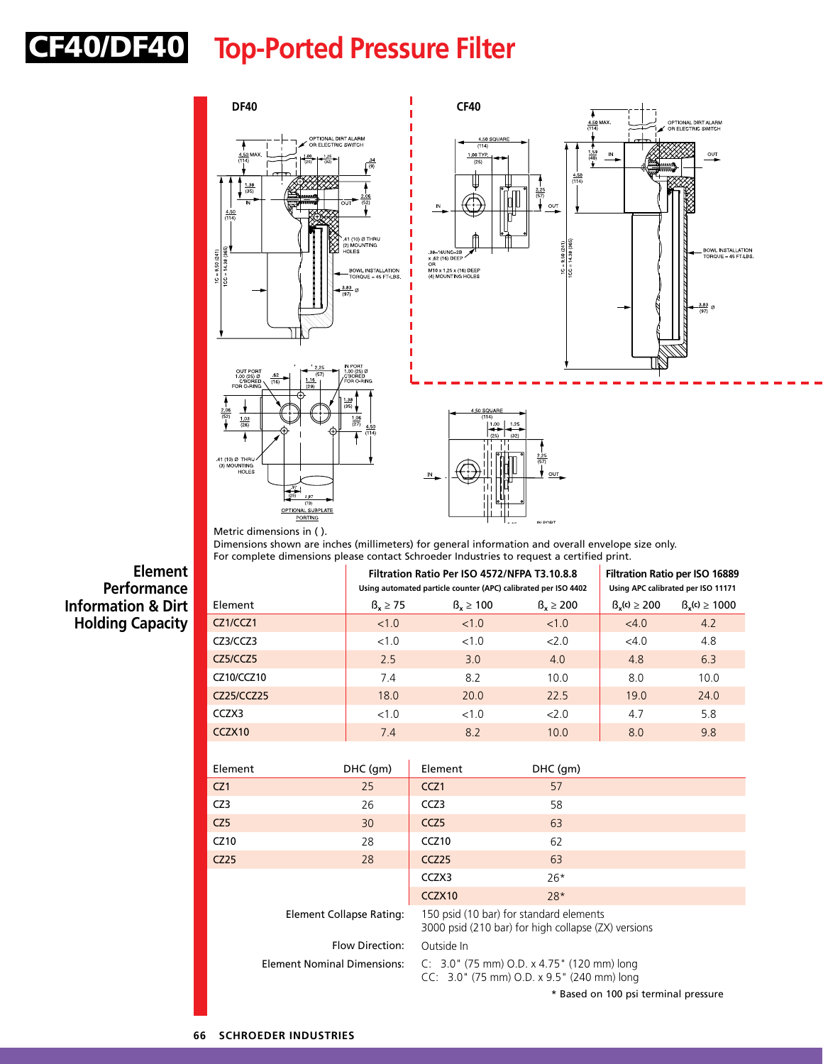# CF40/DF40 Top-Ported Pressure Filter

Metric dimensions in ( ).
Dimensions shown are inches (millimeters) for general information and overall envelope size only.
For complete dimensions please contact Schroeder Industries to request a certified print.

## Element Performance Information & Dirt Holding Capacity

| Element | Filtration Ratio Per ISO 4572/NFPA T3.10.8.8 Using automated particle counter (APC) calibrated per ISO 4402 | | | Filtration Ratio per ISO 16889 Using APC calibrated per ISO 11171 | |
|---|---|---|---|---|---|
| | $\beta_x \geq 75$ | $\beta_x \geq 100$ | $\beta_x \geq 200$ | $\beta_x(c) \geq 200$ | $\beta_x(c) \geq 1000$ |
| CZ1/CCZ1 | <1.0 | <1.0 | <1.0 | <4.0 | 4.2 |
| CZ3/CCZ3 | <1.0 | <1.0 | <2.0 | <4.0 | 4.8 |
| CZ5/CCZ5 | 2.5 | 3.0 | 4.0 | 4.8 | 6.3 |
| CZ10/CCZ10 | 7.4 | 8.2 | 10.0 | 8.0 | 10.0 |
| CZ25/CCZ25 | 18.0 | 20.0 | 22.5 | 19.0 | 24.0 |
| CCZX3 | <1.0 | <1.0 | <2.0 | 4.7 | 5.8 |
| CCZX10 | 7.4 | 8.2 | 10.0 | 8.0 | 9.8 |

| Element | DHC (gm) | Element | DHC (gm) |
|---|---|---|---|
| CZ1 | 25 | CCZ1 | 57 |
| CZ3 | 26 | CCZ3 | 58 |
| CZ5 | 30 | CCZ5 | 63 |
| CZ10 | 28 | CCZ10 | 62 |
| CZ25 | 28 | CCZ25 | 63 |
| | | CCZX3 | 26* |
| | | CCZX10 | 28* |

**Element Collapse Rating:** 150 psid (10 bar) for standard elements
3000 psid (210 bar) for high collapse (ZX) versions

**Flow Direction:** Outside In

**Element Nominal Dimensions:** C: 3.0" (75 mm) O.D. x 4.75" (120 mm) long
CC: 3.0" (75 mm) O.D. x 9.5" (240 mm) long

\* Based on 100 psi terminal pressure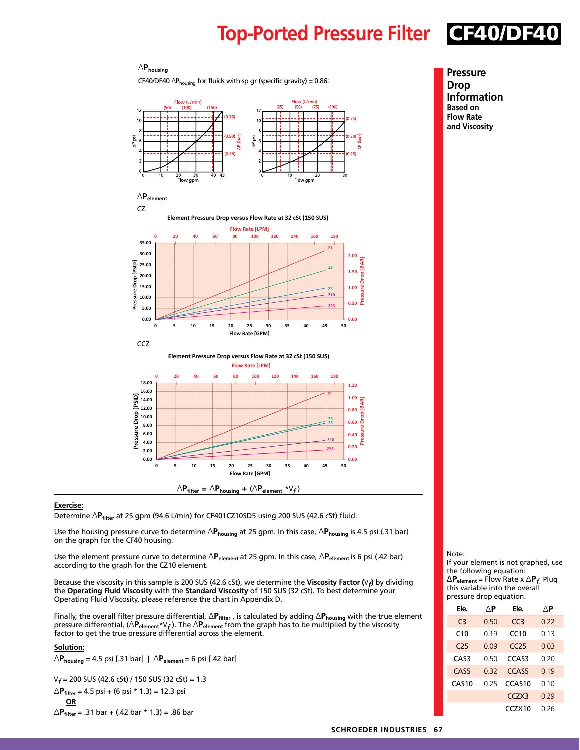# Top-Ported Pressure Filter CF40/DF40

## Pressure Drop Information Based on Flow Rate and Viscosity

### $\Delta P_{housing}$

CF40/DF40 $\Delta P_{housing}$ for fluids with sp gr (specific gravity) = 0.86:

### $\Delta P_{element}$

CZ

Element Pressure Drop versus Flow Rate at 32 cSt (150 SUS)

CCZ

Element Pressure Drop versus Flow Rate at 32 cSt (150 SUS)

$$\Delta P_{filter} = \Delta P_{housing} + (\Delta P_{element} * V_f)$$

**Exercise:**

Determine $\Delta P_{filter}$ at 25 gpm (94.6 L/min) for CF401CZ10SD5 using 200 SUS (42.6 cSt) fluid.

Use the housing pressure curve to determine $\Delta P_{housing}$ at 25 gpm. In this case, $\Delta P_{housing}$ is 4.5 psi (.31 bar) on the graph for the CF40 housing.

Use the element pressure curve to determine $\Delta P_{element}$ at 25 gpm. In this case, $\Delta P_{element}$ is 6 psi (.42 bar) according to the graph for the CZ10 element.

Because the viscosity in this sample is 200 SUS (42.6 cSt), we determine the **Viscosity Factor ($V_f$)** by dividing the **Operating Fluid Viscosity** with the **Standard Viscosity** of 150 SUS (32 cSt). To best determine your Operating Fluid Viscosity, please reference the chart in Appendix D.

Finally, the overall filter pressure differential, $\Delta P_{filter}$, is calculated by adding $\Delta P_{housing}$ with the true element pressure differential, ($\Delta P_{element} * V_f$). The $\Delta P_{element}$ from the graph has to be multiplied by the viscosity factor to get the true pressure differential across the element.

**Solution:**

$\Delta P_{housing}$ = 4.5 psi [.31 bar] | $\Delta P_{element}$ = 6 psi [.42 bar]

$V_f$ = 200 SUS (42.6 cSt) / 150 SUS (32 cSt) = 1.3

$\Delta P_{filter}$ = 4.5 psi + (6 psi * 1.3) = 12.3 psi

**OR**

$\Delta P_{filter}$ = .31 bar + (.42 bar * 1.3) = .86 bar

Note:
If your element is not graphed, use the following equation:
$\Delta P_{element}$ = Flow Rate x $\Delta P_f$. Plug this variable into the overall pressure drop equation.

| Ele. | ΔP | Ele. | ΔP |
|---|---|---|---|
| C3 | 0.50 | CC3 | 0.22 |
| C10 | 0.19 | CC10 | 0.13 |
| C25 | 0.09 | CC25 | 0.03 |
| CAS3 | 0.50 | CCAS3 | 0.20 |
| CAS5 | 0.32 | CCAS5 | 0.19 |
| CAS10 | 0.25 | CCAS10 | 0.10 |
| | | CCZX3 | 0.29 |
| | | CCZX10 | 0.26 |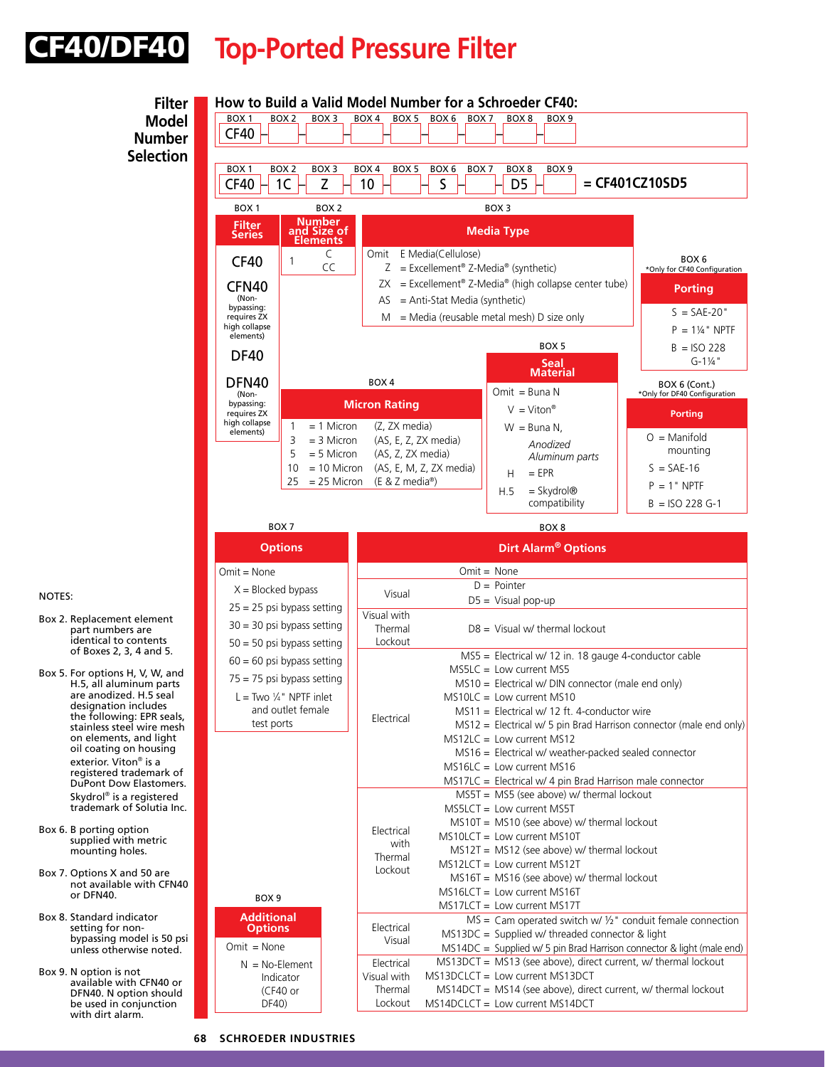# CF40/DF40 Top-Ported Pressure Filter

## Filter Model Number Selection

### How to Build a Valid Model Number for a Schroeder CF40:

| BOX 1 | BOX 2 | BOX 3 | BOX 4 | BOX 5 | BOX 6 | BOX 7 | BOX 8 | BOX 9 |
|---|---|---|---|---|---|---|---|---|
| CF40 | | | | | | | | |

Example:

| BOX 1 | BOX 2 | BOX 3 | BOX 4 | BOX 5 | BOX 6 | BOX 7 | BOX 8 | BOX 9 | |
|---|---|---|---|---|---|---|---|---|---|
| CF40 | 1C | Z | 10 | | S | | D5 | | = CF401CZ10SD5 |

**BOX 1 – Filter Series**

- CF40
- CFN40 (Non-bypassing: requires ZX high collapse elements)
- DF40
- DFN40 (Non-bypassing: requires ZX high collapse elements)

**BOX 2 – Number and Size of Elements**

| | |
|---|---|
| 1 | C |
| | CC |

**BOX 3 – Media Type**

- Omit E Media(Cellulose)
- Z = Excellement® Z-Media® (synthetic)
- ZX = Excellement® Z-Media® (high collapse center tube)
- AS = Anti-Stat Media (synthetic)
- M = Media (reusable metal mesh) D size only

**BOX 4 – Micron Rating**

| | | |
|---|---|---|
| 1 | = 1 Micron | (Z, ZX media) |
| 3 | = 3 Micron | (AS, E, Z, ZX media) |
| 5 | = 5 Micron | (AS, Z, ZX media) |
| 10 | = 10 Micron | (AS, E, M, Z, ZX media) |
| 25 | = 25 Micron | (E & Z media®) |

**BOX 5 – Seal Material**

- Omit = Buna N
- V = Viton®
- W = Buna N, *Anodized Aluminum parts*
- H = EPR
- H.5 = Skydrol® compatibility

**BOX 6 – Porting** (*Only for CF40 Configuration)

- S = SAE-20"
- P = 1¼" NPTF
- B = ISO 228 G-1¼"

**BOX 6 (Cont.) – Porting** (*Only for DF40 Configuration)

- O = Manifold mounting
- S = SAE-16
- P = 1" NPTF
- B = ISO 228 G-1

**BOX 7 – Options**

- Omit = None
- X = Blocked bypass
- 25 = 25 psi bypass setting
- 30 = 30 psi bypass setting
- 50 = 50 psi bypass setting
- 60 = 60 psi bypass setting
- 75 = 75 psi bypass setting
- L = Two ¼" NPTF inlet and outlet female test ports

**BOX 8 – Dirt Alarm® Options**

| | |
|---|---|
| | Omit = None |
| Visual | D = Pointer<br>D5 = Visual pop-up |
| Visual with Thermal Lockout | D8 = Visual w/ thermal lockout |
| Electrical | MS5 = Electrical w/ 12 in. 18 gauge 4-conductor cable<br>MS5LC = Low current MS5<br>MS10 = Electrical w/ DIN connector (male end only)<br>MS10LC = Low current MS10<br>MS11 = Electrical w/ 12 ft. 4-conductor wire<br>MS12 = Electrical w/ 5 pin Brad Harrison connector (male end only)<br>MS12LC = Low current MS12<br>MS16 = Electrical w/ weather-packed sealed connector<br>MS16LC = Low current MS16<br>MS17LC = Electrical w/ 4 pin Brad Harrison male connector |
| Electrical with Thermal Lockout | MS5T = MS5 (see above) w/ thermal lockout<br>MS5LCT = Low current MS5T<br>MS10T = MS10 (see above) w/ thermal lockout<br>MS10LCT = Low current MS10T<br>MS12T = MS12 (see above) w/ thermal lockout<br>MS12LCT = Low current MS12T<br>MS16T = MS16 (see above) w/ thermal lockout<br>MS16LCT = Low current MS16T<br>MS17LCT = Low current MS17T |
| Electrical Visual | MS = Cam operated switch w/ ½" conduit female connection<br>MS13DC = Supplied w/ threaded connector & light<br>MS14DC = Supplied w/ 5 pin Brad Harrison connector & light (male end) |
| Electrical Visual with Thermal Lockout | MS13DCT = MS13 (see above), direct current, w/ thermal lockout<br>MS13DCLCT = Low current MS13DCT<br>MS14DCT = MS14 (see above), direct current, w/ thermal lockout<br>MS14DCLCT = Low current MS14DCT |

**BOX 9 – Additional Options**

- Omit = None
- N = No-Element Indicator (CF40 or DF40)

**NOTES:**

Box 2. Replacement element part numbers are identical to contents of Boxes 2, 3, 4 and 5.

Box 5. For options H, V, W, and H.5, all aluminum parts are anodized. H.5 seal designation includes the following: EPR seals, stainless steel wire mesh on elements, and light oil coating on housing exterior. Viton® is a registered trademark of DuPont Dow Elastomers. Skydrol® is a registered trademark of Solutia Inc.

Box 6. B porting option supplied with metric mounting holes.

Box 7. Options X and 50 are not available with CFN40 or DFN40.

Box 8. Standard indicator setting for non-bypassing model is 50 psi unless otherwise noted.

Box 9. N option is not available with CFN40 or DFN40. N option should be used in conjunction with dirt alarm.